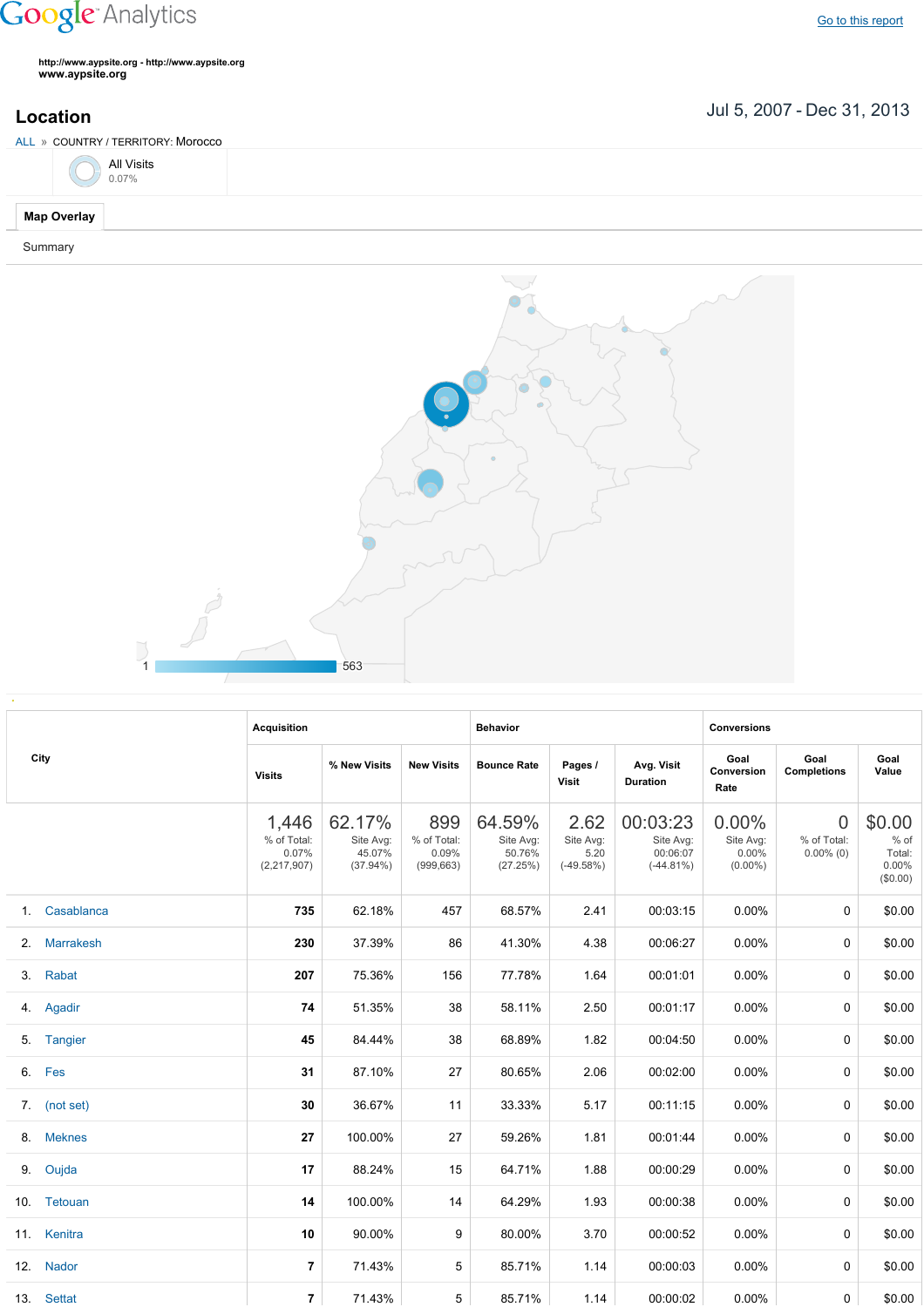Google Analytics

Go to this report

http://www.aypsite.org - http://www.aypsite.org
www.aypsite.org

## Location

Jul 5, 2007 - Dec 31, 2013

ALL » COUNTRY / TERRITORY: Morocco

All Visits
0.07%

Map Overlay

Summary

1 563

| City | Acquisition | | | Behavior | | | Conversions | | |
|---|---|---|---|---|---|---|---|---|---|
| | Visits | % New Visits | New Visits | Bounce Rate | Pages / Visit | Avg. Visit Duration | Goal Conversion Rate | Goal Completions | Goal Value |
| | 1,446 % of Total: 0.07% (2,217,907) | 62.17% Site Avg: 45.07% (37.94%) | 899 % of Total: 0.09% (999,663) | 64.59% Site Avg: 50.76% (27.25%) | 2.62 Site Avg: 5.20 (-49.58%) | 00:03:23 Site Avg: 00:06:07 (-44.81%) | 0.00% Site Avg: 0.00% (0.00%) | 0 % of Total: 0.00% (0) | $0.00 % of Total: 0.00% ($0.00) |
| 1. Casablanca | 735 | 62.18% | 457 | 68.57% | 2.41 | 00:03:15 | 0.00% | 0 | $0.00 |
| 2. Marrakesh | 230 | 37.39% | 86 | 41.30% | 4.38 | 00:06:27 | 0.00% | 0 | $0.00 |
| 3. Rabat | 207 | 75.36% | 156 | 77.78% | 1.64 | 00:01:01 | 0.00% | 0 | $0.00 |
| 4. Agadir | 74 | 51.35% | 38 | 58.11% | 2.50 | 00:01:17 | 0.00% | 0 | $0.00 |
| 5. Tangier | 45 | 84.44% | 38 | 68.89% | 1.82 | 00:04:50 | 0.00% | 0 | $0.00 |
| 6. Fes | 31 | 87.10% | 27 | 80.65% | 2.06 | 00:02:00 | 0.00% | 0 | $0.00 |
| 7. (not set) | 30 | 36.67% | 11 | 33.33% | 5.17 | 00:11:15 | 0.00% | 0 | $0.00 |
| 8. Meknes | 27 | 100.00% | 27 | 59.26% | 1.81 | 00:01:44 | 0.00% | 0 | $0.00 |
| 9. Oujda | 17 | 88.24% | 15 | 64.71% | 1.88 | 00:00:29 | 0.00% | 0 | $0.00 |
| 10. Tetouan | 14 | 100.00% | 14 | 64.29% | 1.93 | 00:00:38 | 0.00% | 0 | $0.00 |
| 11. Kenitra | 10 | 90.00% | 9 | 80.00% | 3.70 | 00:00:52 | 0.00% | 0 | $0.00 |
| 12. Nador | 7 | 71.43% | 5 | 85.71% | 1.14 | 00:00:03 | 0.00% | 0 | $0.00 |
| 13. Settat | 7 | 71.43% | 5 | 85.71% | 1.14 | 00:00:02 | 0.00% | 0 | $0.00 |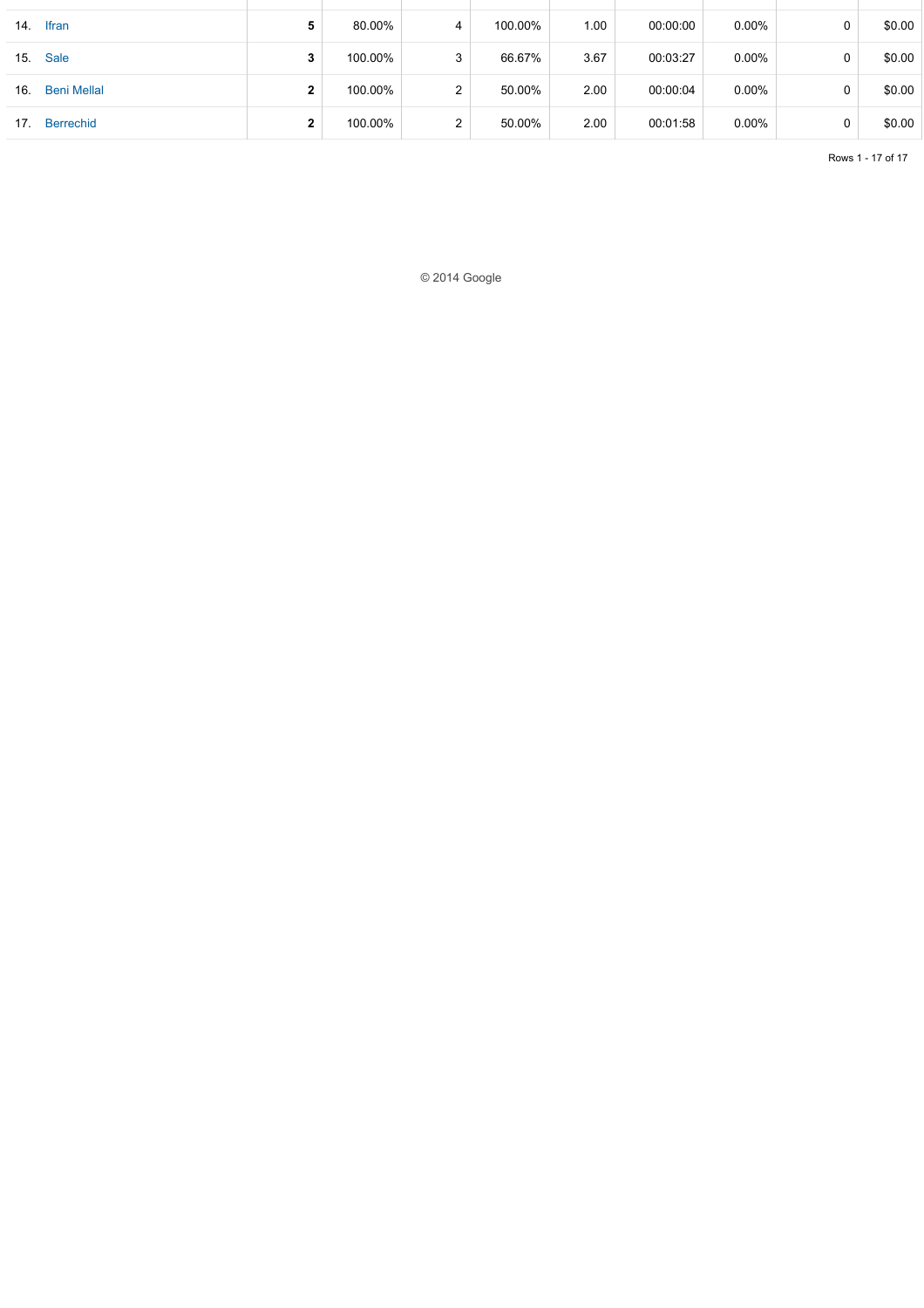| | | | | | | | | | |
|---|---|---|---|---|---|---|---|---|---|
| 14. | Ifran | **5** | 80.00% | 4 | 100.00% | 1.00 | 00:00:00 | 0.00% | 0 | $0.00 |
| 15. | Sale | **3** | 100.00% | 3 | 66.67% | 3.67 | 00:03:27 | 0.00% | 0 | $0.00 |
| 16. | Beni Mellal | **2** | 100.00% | 2 | 50.00% | 2.00 | 00:00:04 | 0.00% | 0 | $0.00 |
| 17. | Berrechid | **2** | 100.00% | 2 | 50.00% | 2.00 | 00:01:58 | 0.00% | 0 | $0.00 |

Rows 1 - 17 of 17

© 2014 Google